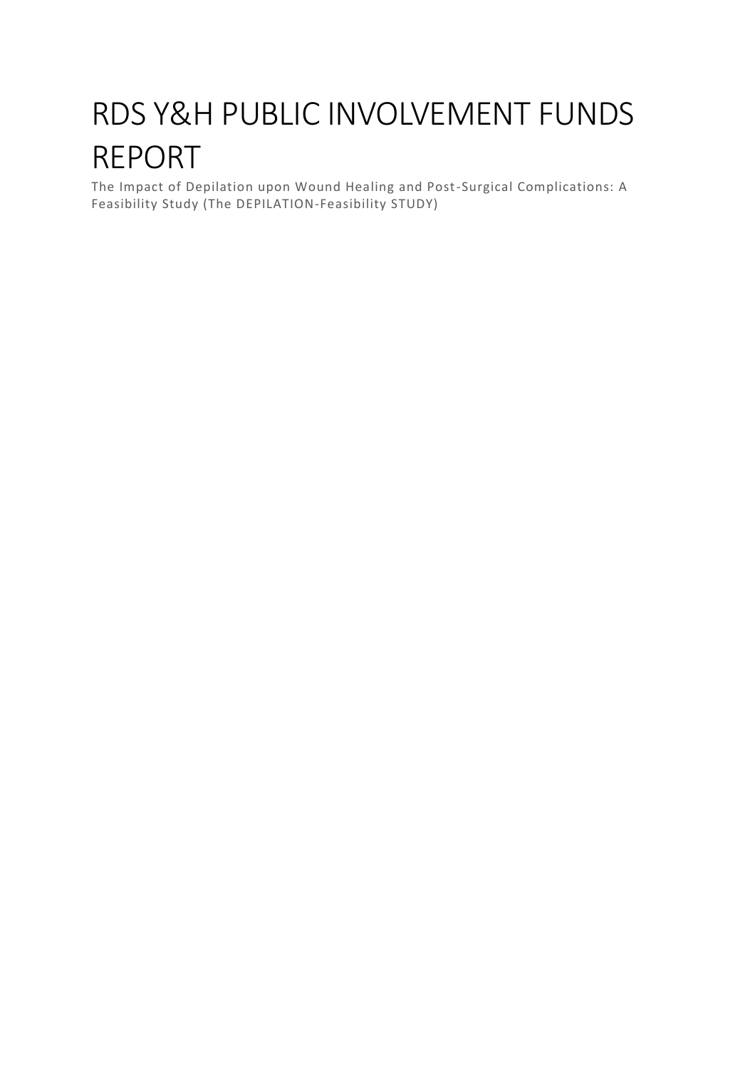# RDS Y&H PUBLIC INVOLVEMENT FUNDS REPORT

The Impact of Depilation upon Wound Healing and Post-Surgical Complications: A Feasibility Study (The DEPILATION-Feasibility STUDY)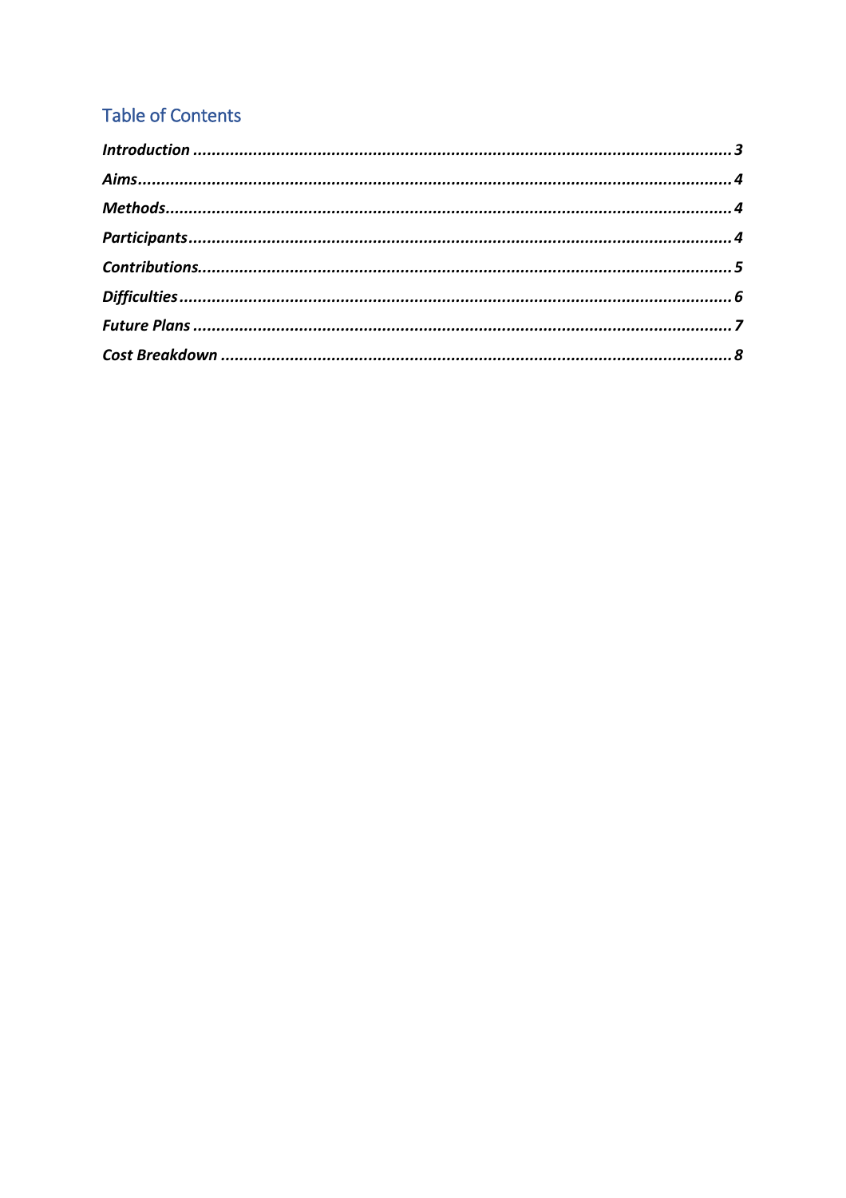## Table of Contents

***Introduction*** .......... ***3***

***Aims*** .......... ***4***

***Methods*** .......... ***4***

***Participants*** .......... ***4***

***Contributions*** .......... ***5***

***Difficulties*** .......... ***6***

***Future Plans*** .......... ***7***

***Cost Breakdown*** .......... ***8***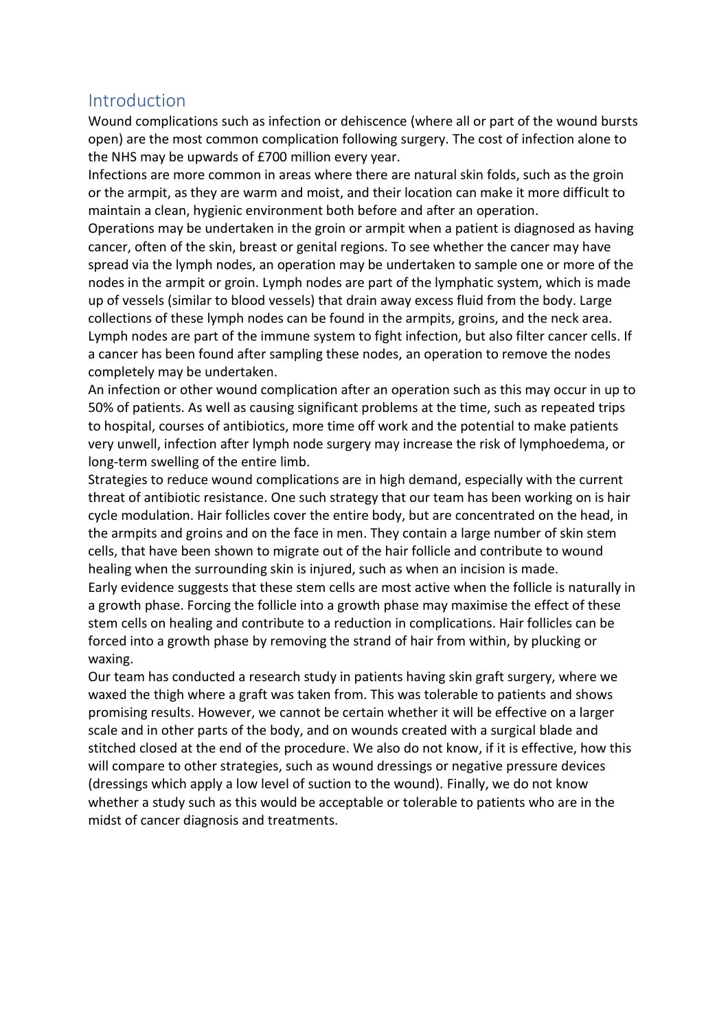## Introduction

Wound complications such as infection or dehiscence (where all or part of the wound bursts open) are the most common complication following surgery. The cost of infection alone to the NHS may be upwards of £700 million every year.

Infections are more common in areas where there are natural skin folds, such as the groin or the armpit, as they are warm and moist, and their location can make it more difficult to maintain a clean, hygienic environment both before and after an operation.

Operations may be undertaken in the groin or armpit when a patient is diagnosed as having cancer, often of the skin, breast or genital regions. To see whether the cancer may have spread via the lymph nodes, an operation may be undertaken to sample one or more of the nodes in the armpit or groin. Lymph nodes are part of the lymphatic system, which is made up of vessels (similar to blood vessels) that drain away excess fluid from the body. Large collections of these lymph nodes can be found in the armpits, groins, and the neck area. Lymph nodes are part of the immune system to fight infection, but also filter cancer cells. If a cancer has been found after sampling these nodes, an operation to remove the nodes completely may be undertaken.

An infection or other wound complication after an operation such as this may occur in up to 50% of patients. As well as causing significant problems at the time, such as repeated trips to hospital, courses of antibiotics, more time off work and the potential to make patients very unwell, infection after lymph node surgery may increase the risk of lymphoedema, or long-term swelling of the entire limb.

Strategies to reduce wound complications are in high demand, especially with the current threat of antibiotic resistance. One such strategy that our team has been working on is hair cycle modulation. Hair follicles cover the entire body, but are concentrated on the head, in the armpits and groins and on the face in men. They contain a large number of skin stem cells, that have been shown to migrate out of the hair follicle and contribute to wound healing when the surrounding skin is injured, such as when an incision is made.

Early evidence suggests that these stem cells are most active when the follicle is naturally in a growth phase. Forcing the follicle into a growth phase may maximise the effect of these stem cells on healing and contribute to a reduction in complications. Hair follicles can be forced into a growth phase by removing the strand of hair from within, by plucking or waxing.

Our team has conducted a research study in patients having skin graft surgery, where we waxed the thigh where a graft was taken from. This was tolerable to patients and shows promising results. However, we cannot be certain whether it will be effective on a larger scale and in other parts of the body, and on wounds created with a surgical blade and stitched closed at the end of the procedure. We also do not know, if it is effective, how this will compare to other strategies, such as wound dressings or negative pressure devices (dressings which apply a low level of suction to the wound). Finally, we do not know whether a study such as this would be acceptable or tolerable to patients who are in the midst of cancer diagnosis and treatments.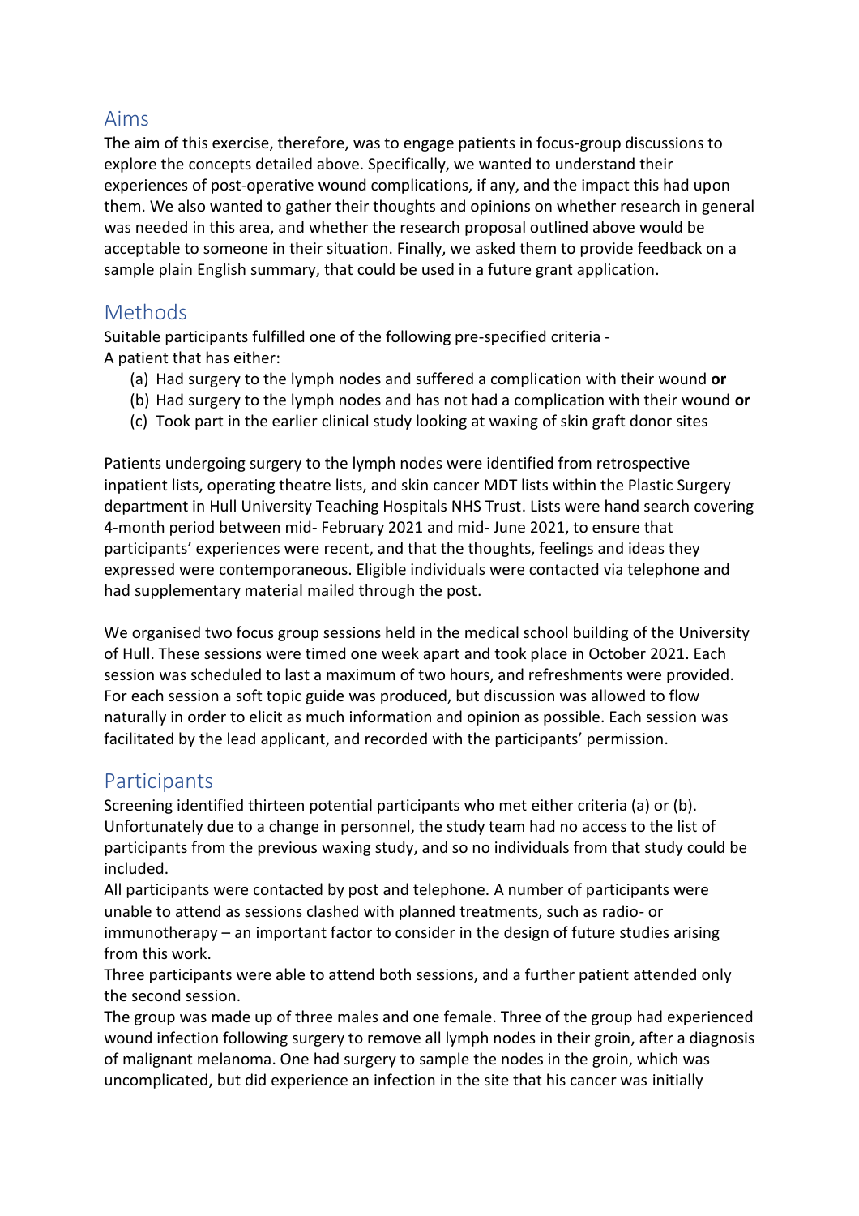## Aims

The aim of this exercise, therefore, was to engage patients in focus-group discussions to explore the concepts detailed above. Specifically, we wanted to understand their experiences of post-operative wound complications, if any, and the impact this had upon them. We also wanted to gather their thoughts and opinions on whether research in general was needed in this area, and whether the research proposal outlined above would be acceptable to someone in their situation. Finally, we asked them to provide feedback on a sample plain English summary, that could be used in a future grant application.

## Methods

Suitable participants fulfilled one of the following pre-specified criteria -
A patient that has either:

(a) Had surgery to the lymph nodes and suffered a complication with their wound **or**
(b) Had surgery to the lymph nodes and has not had a complication with their wound **or**
(c) Took part in the earlier clinical study looking at waxing of skin graft donor sites

Patients undergoing surgery to the lymph nodes were identified from retrospective inpatient lists, operating theatre lists, and skin cancer MDT lists within the Plastic Surgery department in Hull University Teaching Hospitals NHS Trust. Lists were hand search covering 4-month period between mid- February 2021 and mid- June 2021, to ensure that participants' experiences were recent, and that the thoughts, feelings and ideas they expressed were contemporaneous. Eligible individuals were contacted via telephone and had supplementary material mailed through the post.

We organised two focus group sessions held in the medical school building of the University of Hull. These sessions were timed one week apart and took place in October 2021. Each session was scheduled to last a maximum of two hours, and refreshments were provided. For each session a soft topic guide was produced, but discussion was allowed to flow naturally in order to elicit as much information and opinion as possible. Each session was facilitated by the lead applicant, and recorded with the participants' permission.

## Participants

Screening identified thirteen potential participants who met either criteria (a) or (b). Unfortunately due to a change in personnel, the study team had no access to the list of participants from the previous waxing study, and so no individuals from that study could be included.

All participants were contacted by post and telephone. A number of participants were unable to attend as sessions clashed with planned treatments, such as radio- or immunotherapy – an important factor to consider in the design of future studies arising from this work.

Three participants were able to attend both sessions, and a further patient attended only the second session.

The group was made up of three males and one female. Three of the group had experienced wound infection following surgery to remove all lymph nodes in their groin, after a diagnosis of malignant melanoma. One had surgery to sample the nodes in the groin, which was uncomplicated, but did experience an infection in the site that his cancer was initially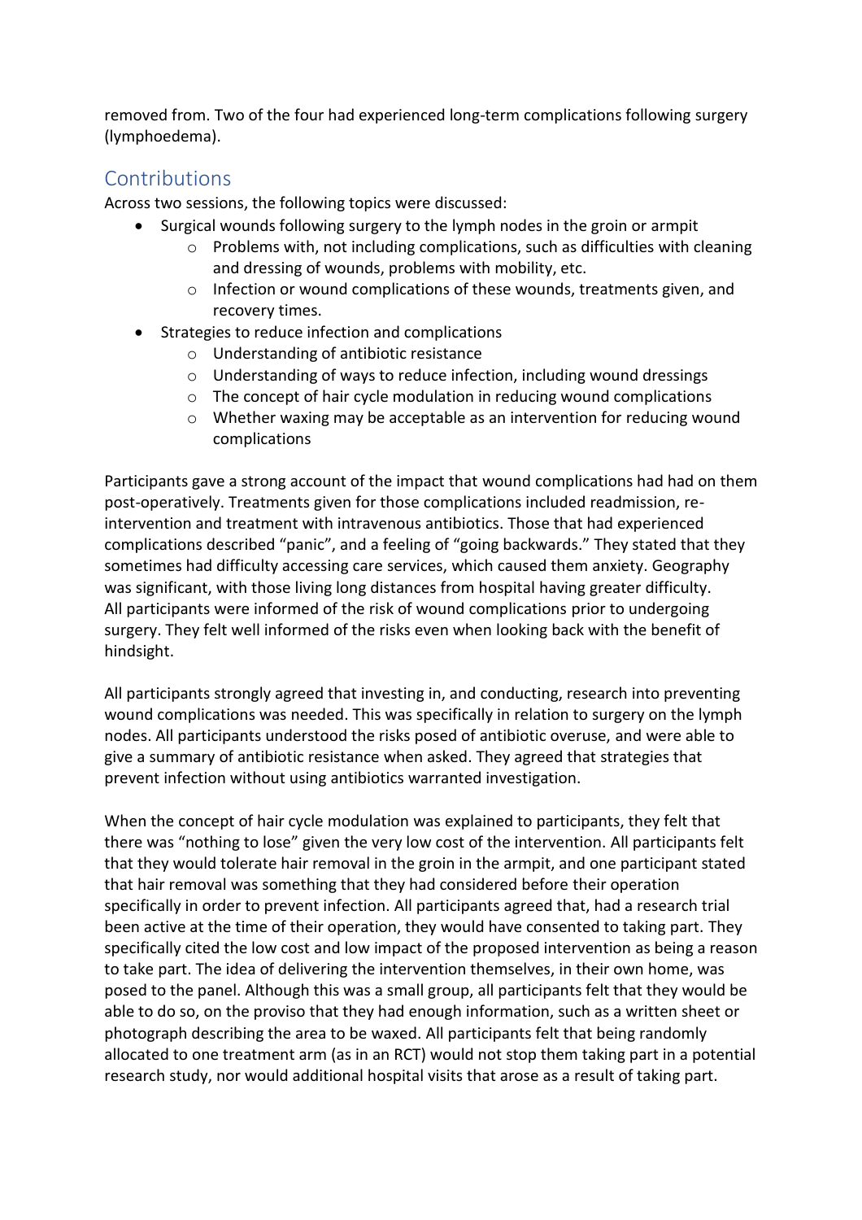removed from. Two of the four had experienced long-term complications following surgery (lymphoedema).

## Contributions

Across two sessions, the following topics were discussed:

- Surgical wounds following surgery to the lymph nodes in the groin or armpit
    - Problems with, not including complications, such as difficulties with cleaning and dressing of wounds, problems with mobility, etc.
    - Infection or wound complications of these wounds, treatments given, and recovery times.
- Strategies to reduce infection and complications
    - Understanding of antibiotic resistance
    - Understanding of ways to reduce infection, including wound dressings
    - The concept of hair cycle modulation in reducing wound complications
    - Whether waxing may be acceptable as an intervention for reducing wound complications

Participants gave a strong account of the impact that wound complications had had on them post-operatively. Treatments given for those complications included readmission, re-intervention and treatment with intravenous antibiotics. Those that had experienced complications described "panic", and a feeling of "going backwards." They stated that they sometimes had difficulty accessing care services, which caused them anxiety. Geography was significant, with those living long distances from hospital having greater difficulty. All participants were informed of the risk of wound complications prior to undergoing surgery. They felt well informed of the risks even when looking back with the benefit of hindsight.

All participants strongly agreed that investing in, and conducting, research into preventing wound complications was needed. This was specifically in relation to surgery on the lymph nodes. All participants understood the risks posed of antibiotic overuse, and were able to give a summary of antibiotic resistance when asked. They agreed that strategies that prevent infection without using antibiotics warranted investigation.

When the concept of hair cycle modulation was explained to participants, they felt that there was "nothing to lose" given the very low cost of the intervention. All participants felt that they would tolerate hair removal in the groin in the armpit, and one participant stated that hair removal was something that they had considered before their operation specifically in order to prevent infection. All participants agreed that, had a research trial been active at the time of their operation, they would have consented to taking part. They specifically cited the low cost and low impact of the proposed intervention as being a reason to take part. The idea of delivering the intervention themselves, in their own home, was posed to the panel. Although this was a small group, all participants felt that they would be able to do so, on the proviso that they had enough information, such as a written sheet or photograph describing the area to be waxed. All participants felt that being randomly allocated to one treatment arm (as in an RCT) would not stop them taking part in a potential research study, nor would additional hospital visits that arose as a result of taking part.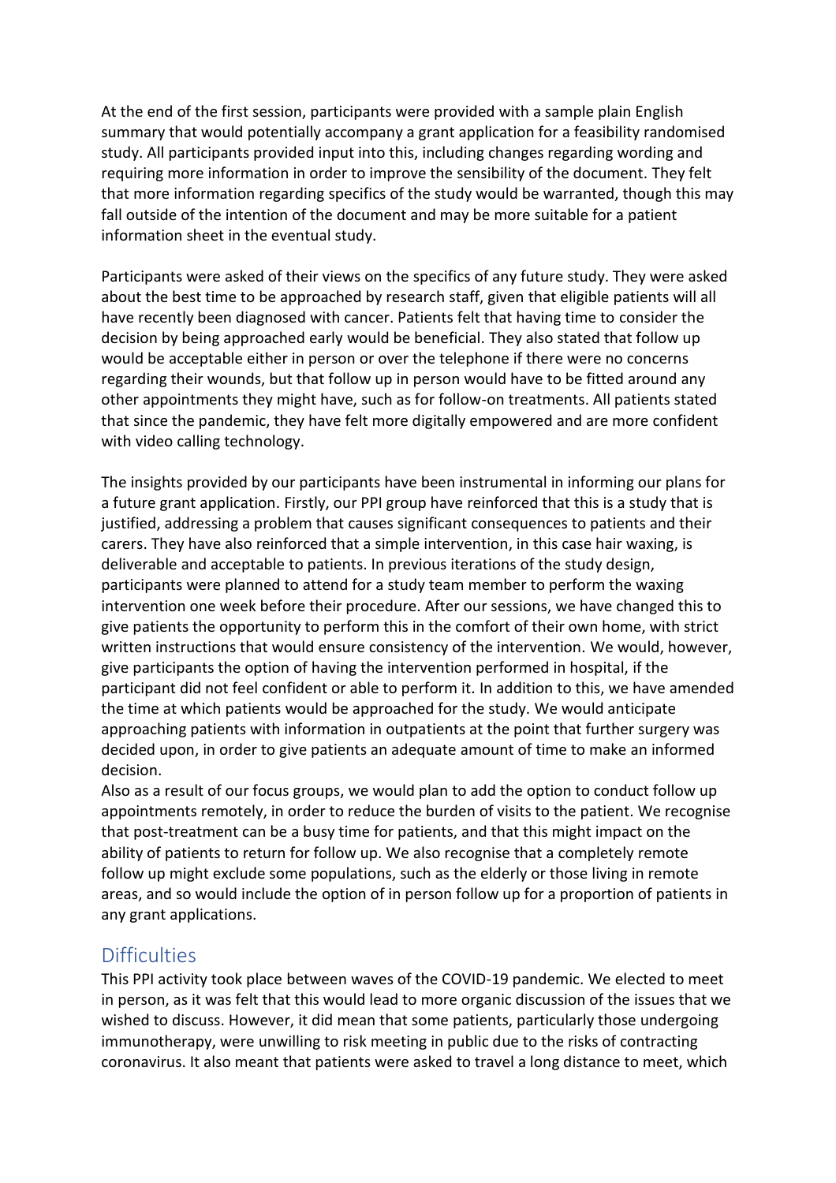At the end of the first session, participants were provided with a sample plain English summary that would potentially accompany a grant application for a feasibility randomised study. All participants provided input into this, including changes regarding wording and requiring more information in order to improve the sensibility of the document. They felt that more information regarding specifics of the study would be warranted, though this may fall outside of the intention of the document and may be more suitable for a patient information sheet in the eventual study.

Participants were asked of their views on the specifics of any future study. They were asked about the best time to be approached by research staff, given that eligible patients will all have recently been diagnosed with cancer. Patients felt that having time to consider the decision by being approached early would be beneficial. They also stated that follow up would be acceptable either in person or over the telephone if there were no concerns regarding their wounds, but that follow up in person would have to be fitted around any other appointments they might have, such as for follow-on treatments. All patients stated that since the pandemic, they have felt more digitally empowered and are more confident with video calling technology.

The insights provided by our participants have been instrumental in informing our plans for a future grant application. Firstly, our PPI group have reinforced that this is a study that is justified, addressing a problem that causes significant consequences to patients and their carers. They have also reinforced that a simple intervention, in this case hair waxing, is deliverable and acceptable to patients. In previous iterations of the study design, participants were planned to attend for a study team member to perform the waxing intervention one week before their procedure. After our sessions, we have changed this to give patients the opportunity to perform this in the comfort of their own home, with strict written instructions that would ensure consistency of the intervention. We would, however, give participants the option of having the intervention performed in hospital, if the participant did not feel confident or able to perform it. In addition to this, we have amended the time at which patients would be approached for the study. We would anticipate approaching patients with information in outpatients at the point that further surgery was decided upon, in order to give patients an adequate amount of time to make an informed decision.

Also as a result of our focus groups, we would plan to add the option to conduct follow up appointments remotely, in order to reduce the burden of visits to the patient. We recognise that post-treatment can be a busy time for patients, and that this might impact on the ability of patients to return for follow up. We also recognise that a completely remote follow up might exclude some populations, such as the elderly or those living in remote areas, and so would include the option of in person follow up for a proportion of patients in any grant applications.

## Difficulties

This PPI activity took place between waves of the COVID-19 pandemic. We elected to meet in person, as it was felt that this would lead to more organic discussion of the issues that we wished to discuss. However, it did mean that some patients, particularly those undergoing immunotherapy, were unwilling to risk meeting in public due to the risks of contracting coronavirus. It also meant that patients were asked to travel a long distance to meet, which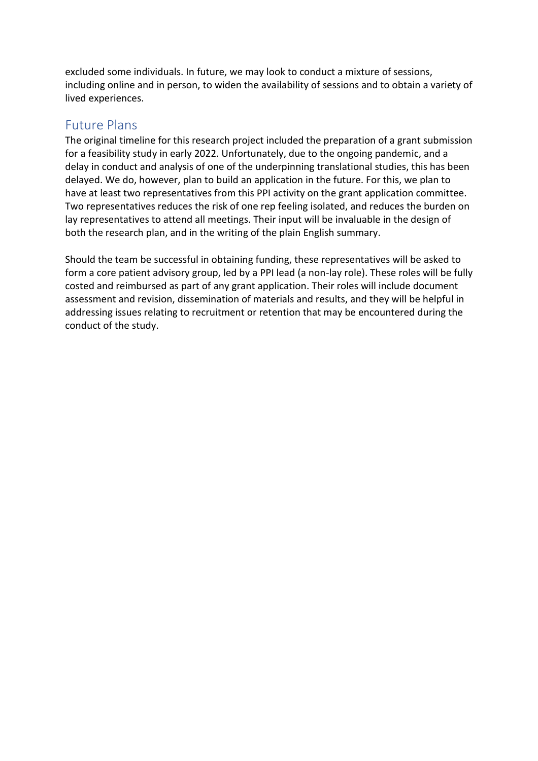excluded some individuals. In future, we may look to conduct a mixture of sessions, including online and in person, to widen the availability of sessions and to obtain a variety of lived experiences.

## Future Plans

The original timeline for this research project included the preparation of a grant submission for a feasibility study in early 2022. Unfortunately, due to the ongoing pandemic, and a delay in conduct and analysis of one of the underpinning translational studies, this has been delayed. We do, however, plan to build an application in the future. For this, we plan to have at least two representatives from this PPI activity on the grant application committee. Two representatives reduces the risk of one rep feeling isolated, and reduces the burden on lay representatives to attend all meetings. Their input will be invaluable in the design of both the research plan, and in the writing of the plain English summary.

Should the team be successful in obtaining funding, these representatives will be asked to form a core patient advisory group, led by a PPI lead (a non-lay role). These roles will be fully costed and reimbursed as part of any grant application. Their roles will include document assessment and revision, dissemination of materials and results, and they will be helpful in addressing issues relating to recruitment or retention that may be encountered during the conduct of the study.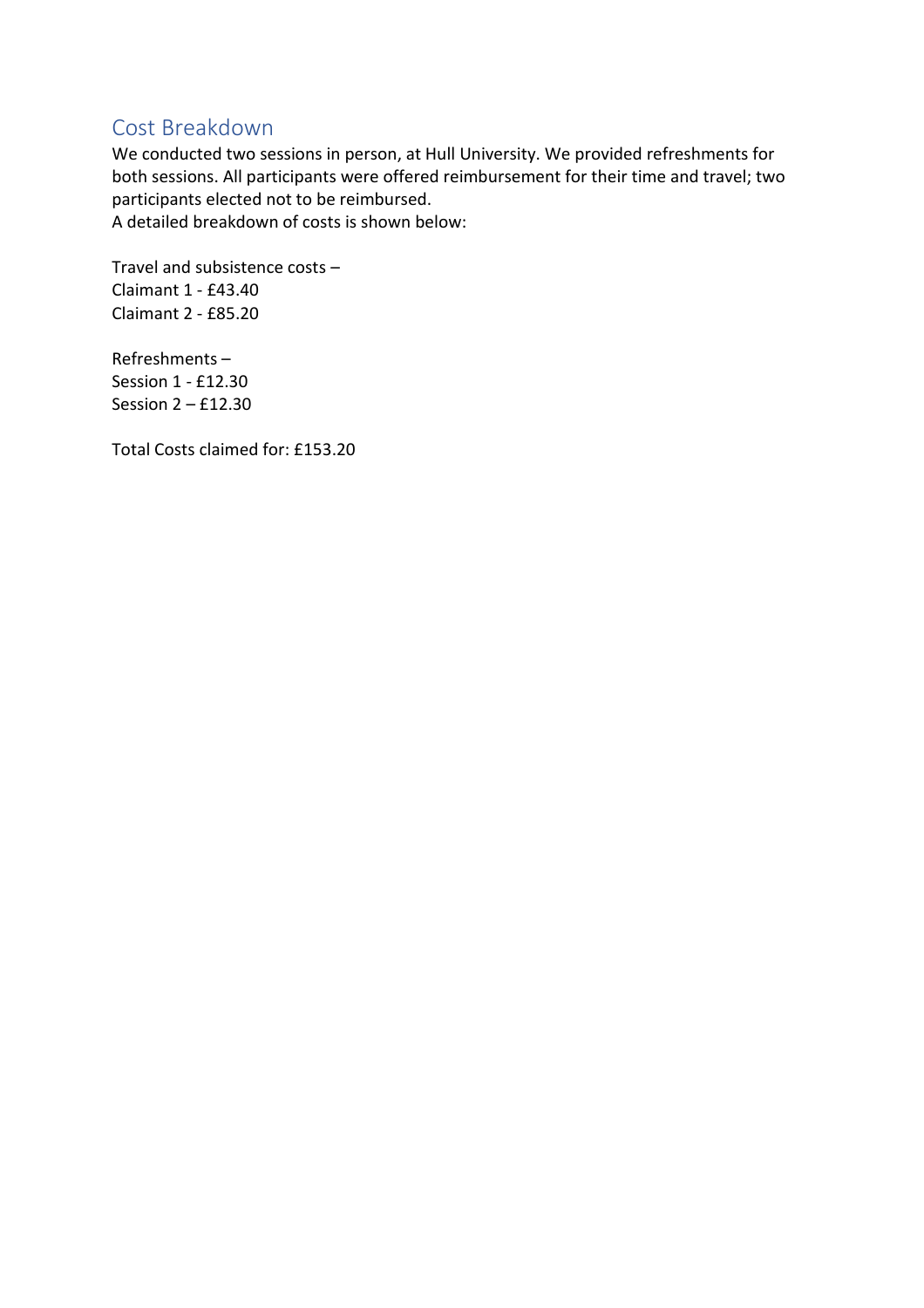## Cost Breakdown

We conducted two sessions in person, at Hull University. We provided refreshments for both sessions. All participants were offered reimbursement for their time and travel; two participants elected not to be reimbursed.
A detailed breakdown of costs is shown below:

Travel and subsistence costs –
Claimant 1 - £43.40
Claimant 2 - £85.20

Refreshments –
Session 1 - £12.30
Session 2 – £12.30

Total Costs claimed for: £153.20